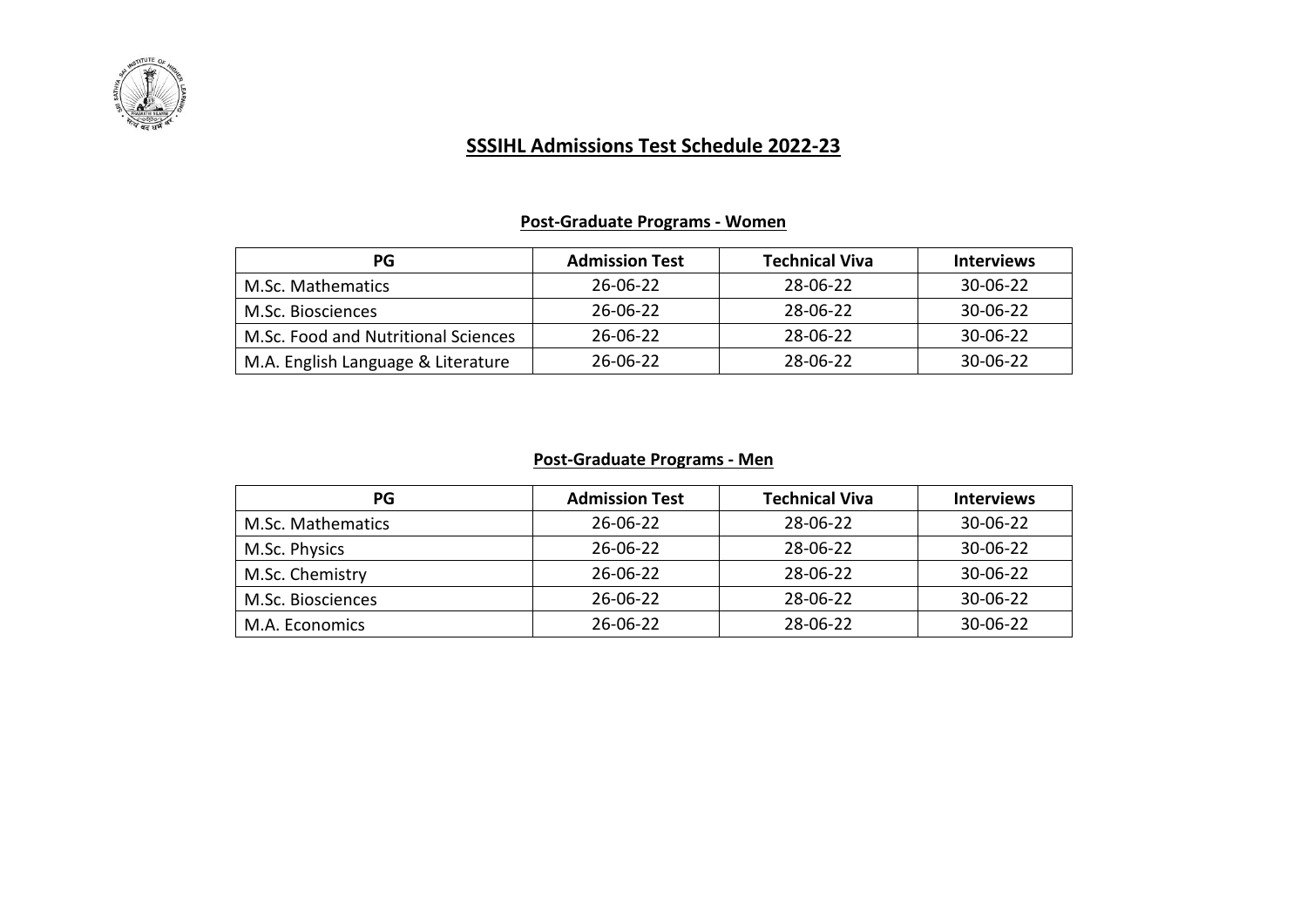# SSSIHL Admissions Test Schedule 2022-23

## Post-Graduate Programs - Women

| PG | Admission Test | Technical Viva | Interviews |
|---|---|---|---|
| M.Sc. Mathematics | 26-06-22 | 28-06-22 | 30-06-22 |
| M.Sc. Biosciences | 26-06-22 | 28-06-22 | 30-06-22 |
| M.Sc. Food and Nutritional Sciences | 26-06-22 | 28-06-22 | 30-06-22 |
| M.A. English Language & Literature | 26-06-22 | 28-06-22 | 30-06-22 |

## Post-Graduate Programs - Men

| PG | Admission Test | Technical Viva | Interviews |
|---|---|---|---|
| M.Sc. Mathematics | 26-06-22 | 28-06-22 | 30-06-22 |
| M.Sc. Physics | 26-06-22 | 28-06-22 | 30-06-22 |
| M.Sc. Chemistry | 26-06-22 | 28-06-22 | 30-06-22 |
| M.Sc. Biosciences | 26-06-22 | 28-06-22 | 30-06-22 |
| M.A. Economics | 26-06-22 | 28-06-22 | 30-06-22 |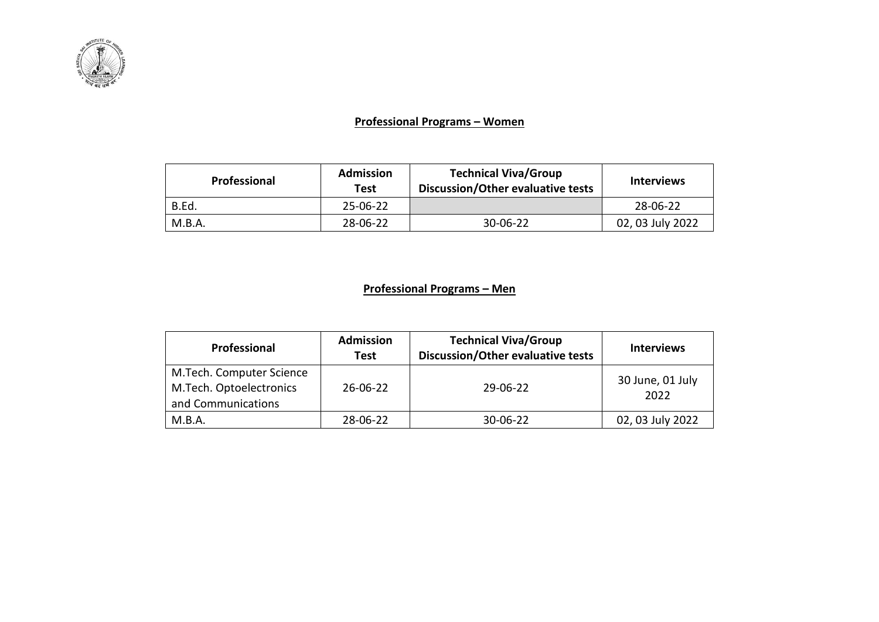## Professional Programs – Women

| Professional | Admission Test | Technical Viva/Group Discussion/Other evaluative tests | Interviews |
|---|---|---|---|
| B.Ed. | 25-06-22 | | 28-06-22 |
| M.B.A. | 28-06-22 | 30-06-22 | 02, 03 July 2022 |

## Professional Programs – Men

| Professional | Admission Test | Technical Viva/Group Discussion/Other evaluative tests | Interviews |
|---|---|---|---|
| M.Tech. Computer Science<br>M.Tech. Optoelectronics and Communications | 26-06-22 | 29-06-22 | 30 June, 01 July 2022 |
| M.B.A. | 28-06-22 | 30-06-22 | 02, 03 July 2022 |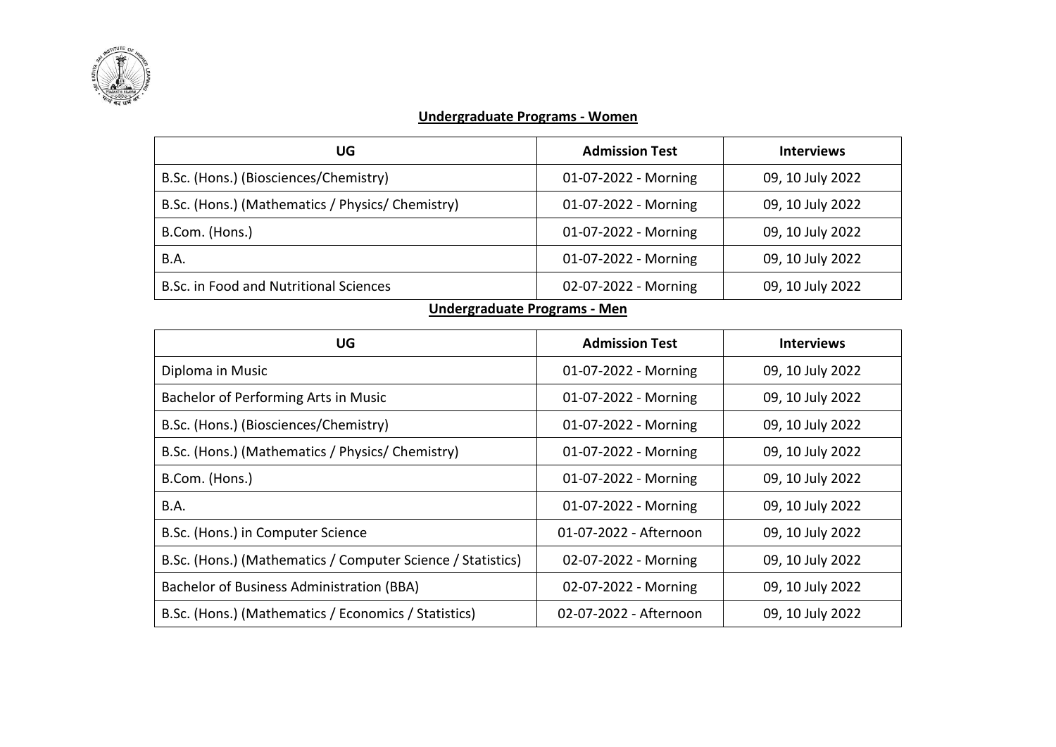## Undergraduate Programs - Women

| UG | Admission Test | Interviews |
|---|---|---|
| B.Sc. (Hons.) (Biosciences/Chemistry) | 01-07-2022 - Morning | 09, 10 July 2022 |
| B.Sc. (Hons.) (Mathematics / Physics/ Chemistry) | 01-07-2022 - Morning | 09, 10 July 2022 |
| B.Com. (Hons.) | 01-07-2022 - Morning | 09, 10 July 2022 |
| B.A. | 01-07-2022 - Morning | 09, 10 July 2022 |
| B.Sc. in Food and Nutritional Sciences | 02-07-2022 - Morning | 09, 10 July 2022 |

## Undergraduate Programs - Men

| UG | Admission Test | Interviews |
|---|---|---|
| Diploma in Music | 01-07-2022 - Morning | 09, 10 July 2022 |
| Bachelor of Performing Arts in Music | 01-07-2022 - Morning | 09, 10 July 2022 |
| B.Sc. (Hons.) (Biosciences/Chemistry) | 01-07-2022 - Morning | 09, 10 July 2022 |
| B.Sc. (Hons.) (Mathematics / Physics/ Chemistry) | 01-07-2022 - Morning | 09, 10 July 2022 |
| B.Com. (Hons.) | 01-07-2022 - Morning | 09, 10 July 2022 |
| B.A. | 01-07-2022 - Morning | 09, 10 July 2022 |
| B.Sc. (Hons.) in Computer Science | 01-07-2022 - Afternoon | 09, 10 July 2022 |
| B.Sc. (Hons.) (Mathematics / Computer Science / Statistics) | 02-07-2022 - Morning | 09, 10 July 2022 |
| Bachelor of Business Administration (BBA) | 02-07-2022 - Morning | 09, 10 July 2022 |
| B.Sc. (Hons.) (Mathematics / Economics / Statistics) | 02-07-2022 - Afternoon | 09, 10 July 2022 |